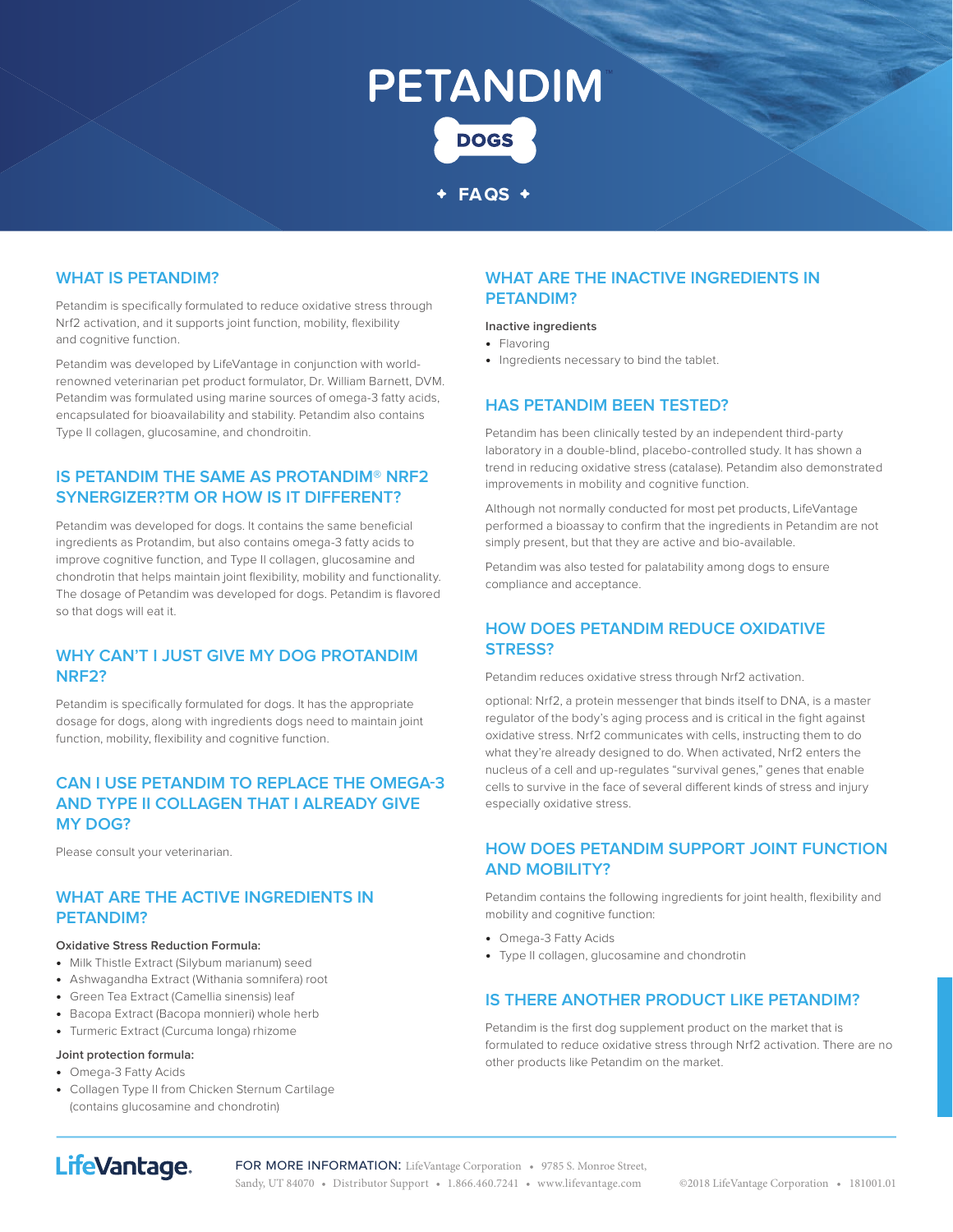# PETANDIM™

DOGS

✦ FAQS ✦

## WHAT IS PETANDIM?

Petandim is specifically formulated to reduce oxidative stress through Nrf2 activation, and it supports joint function, mobility, flexibility and cognitive function.

Petandim was developed by LifeVantage in conjunction with world-renowned veterinarian pet product formulator, Dr. William Barnett, DVM. Petandim was formulated using marine sources of omega-3 fatty acids, encapsulated for bioavailability and stability. Petandim also contains Type II collagen, glucosamine, and chondroitin.

## IS PETANDIM THE SAME AS PROTANDIM® NRF2 SYNERGIZER?TM OR HOW IS IT DIFFERENT?

Petandim was developed for dogs. It contains the same beneficial ingredients as Protandim, but also contains omega-3 fatty acids to improve cognitive function, and Type II collagen, glucosamine and chondrotin that helps maintain joint flexibility, mobility and functionality. The dosage of Petandim was developed for dogs. Petandim is flavored so that dogs will eat it.

## WHY CAN'T I JUST GIVE MY DOG PROTANDIM NRF2?

Petandim is specifically formulated for dogs. It has the appropriate dosage for dogs, along with ingredients dogs need to maintain joint function, mobility, flexibility and cognitive function.

## CAN I USE PETANDIM TO REPLACE THE OMEGA-3 AND TYPE II COLLAGEN THAT I ALREADY GIVE MY DOG?

Please consult your veterinarian.

## WHAT ARE THE ACTIVE INGREDIENTS IN PETANDIM?

**Oxidative Stress Reduction Formula:**

- Milk Thistle Extract (Silybum marianum) seed
- Ashwagandha Extract (Withania somnifera) root
- Green Tea Extract (Camellia sinensis) leaf
- Bacopa Extract (Bacopa monnieri) whole herb
- Turmeric Extract (Curcuma longa) rhizome

**Joint protection formula:**

- Omega-3 Fatty Acids
- Collagen Type II from Chicken Sternum Cartilage (contains glucosamine and chondrotin)

## WHAT ARE THE INACTIVE INGREDIENTS IN PETANDIM?

**Inactive ingredients**

- Flavoring
- Ingredients necessary to bind the tablet.

## HAS PETANDIM BEEN TESTED?

Petandim has been clinically tested by an independent third-party laboratory in a double-blind, placebo-controlled study. It has shown a trend in reducing oxidative stress (catalase). Petandim also demonstrated improvements in mobility and cognitive function.

Although not normally conducted for most pet products, LifeVantage performed a bioassay to confirm that the ingredients in Petandim are not simply present, but that they are active and bio-available.

Petandim was also tested for palatability among dogs to ensure compliance and acceptance.

## HOW DOES PETANDIM REDUCE OXIDATIVE STRESS?

Petandim reduces oxidative stress through Nrf2 activation.

optional: Nrf2, a protein messenger that binds itself to DNA, is a master regulator of the body's aging process and is critical in the fight against oxidative stress. Nrf2 communicates with cells, instructing them to do what they're already designed to do. When activated, Nrf2 enters the nucleus of a cell and up-regulates "survival genes," genes that enable cells to survive in the face of several different kinds of stress and injury especially oxidative stress.

## HOW DOES PETANDIM SUPPORT JOINT FUNCTION AND MOBILITY?

Petandim contains the following ingredients for joint health, flexibility and mobility and cognitive function:

- Omega-3 Fatty Acids
- Type II collagen, glucosamine and chondrotin

## IS THERE ANOTHER PRODUCT LIKE PETANDIM?

Petandim is the first dog supplement product on the market that is formulated to reduce oxidative stress through Nrf2 activation. There are no other products like Petandim on the market.

LifeVantage.

FOR MORE INFORMATION: LifeVantage Corporation • 9785 S. Monroe Street, Sandy, UT 84070 • Distributor Support • 1.866.460.7241 • www.lifevantage.com

©2018 LifeVantage Corporation • 181001.01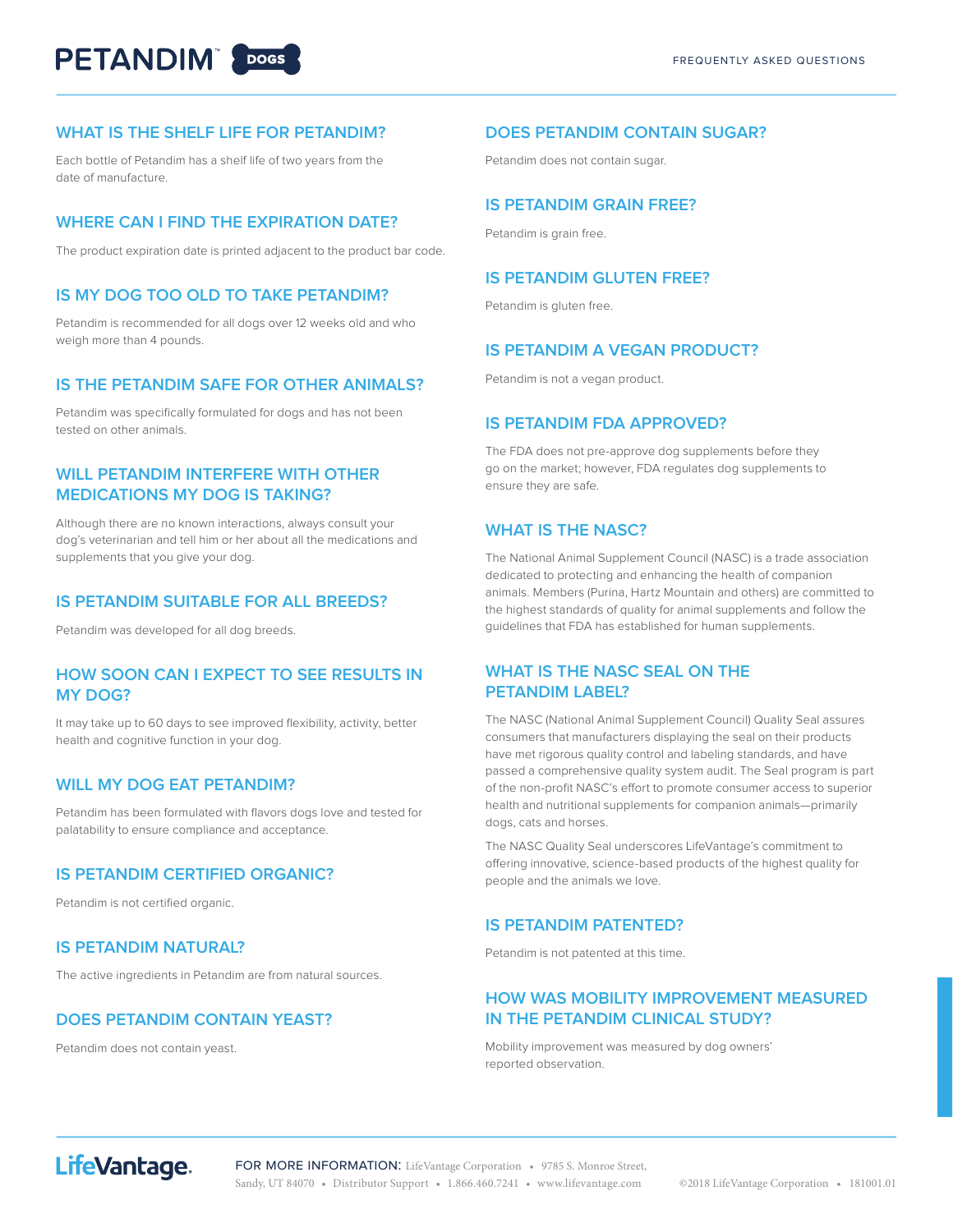# PETANDIM™ DOGS

FREQUENTLY ASKED QUESTIONS

## WHAT IS THE SHELF LIFE FOR PETANDIM?

Each bottle of Petandim has a shelf life of two years from the date of manufacture.

## WHERE CAN I FIND THE EXPIRATION DATE?

The product expiration date is printed adjacent to the product bar code.

## IS MY DOG TOO OLD TO TAKE PETANDIM?

Petandim is recommended for all dogs over 12 weeks old and who weigh more than 4 pounds.

## IS THE PETANDIM SAFE FOR OTHER ANIMALS?

Petandim was specifically formulated for dogs and has not been tested on other animals.

## WILL PETANDIM INTERFERE WITH OTHER MEDICATIONS MY DOG IS TAKING?

Although there are no known interactions, always consult your dog's veterinarian and tell him or her about all the medications and supplements that you give your dog.

## IS PETANDIM SUITABLE FOR ALL BREEDS?

Petandim was developed for all dog breeds.

## HOW SOON CAN I EXPECT TO SEE RESULTS IN MY DOG?

It may take up to 60 days to see improved flexibility, activity, better health and cognitive function in your dog.

## WILL MY DOG EAT PETANDIM?

Petandim has been formulated with flavors dogs love and tested for palatability to ensure compliance and acceptance.

## IS PETANDIM CERTIFIED ORGANIC?

Petandim is not certified organic.

## IS PETANDIM NATURAL?

The active ingredients in Petandim are from natural sources.

## DOES PETANDIM CONTAIN YEAST?

Petandim does not contain yeast.

## DOES PETANDIM CONTAIN SUGAR?

Petandim does not contain sugar.

## IS PETANDIM GRAIN FREE?

Petandim is grain free.

## IS PETANDIM GLUTEN FREE?

Petandim is gluten free.

## IS PETANDIM A VEGAN PRODUCT?

Petandim is not a vegan product.

## IS PETANDIM FDA APPROVED?

The FDA does not pre-approve dog supplements before they go on the market; however, FDA regulates dog supplements to ensure they are safe.

## WHAT IS THE NASC?

The National Animal Supplement Council (NASC) is a trade association dedicated to protecting and enhancing the health of companion animals. Members (Purina, Hartz Mountain and others) are committed to the highest standards of quality for animal supplements and follow the guidelines that FDA has established for human supplements.

## WHAT IS THE NASC SEAL ON THE PETANDIM LABEL?

The NASC (National Animal Supplement Council) Quality Seal assures consumers that manufacturers displaying the seal on their products have met rigorous quality control and labeling standards, and have passed a comprehensive quality system audit. The Seal program is part of the non-profit NASC's effort to promote consumer access to superior health and nutritional supplements for companion animals—primarily dogs, cats and horses.

The NASC Quality Seal underscores LifeVantage's commitment to offering innovative, science-based products of the highest quality for people and the animals we love.

## IS PETANDIM PATENTED?

Petandim is not patented at this time.

## HOW WAS MOBILITY IMPROVEMENT MEASURED IN THE PETANDIM CLINICAL STUDY?

Mobility improvement was measured by dog owners' reported observation.

LifeVantage.

FOR MORE INFORMATION: LifeVantage Corporation • 9785 S. Monroe Street, Sandy, UT 84070 • Distributor Support • 1.866.460.7241 • www.lifevantage.com ©2018 LifeVantage Corporation • 181001.01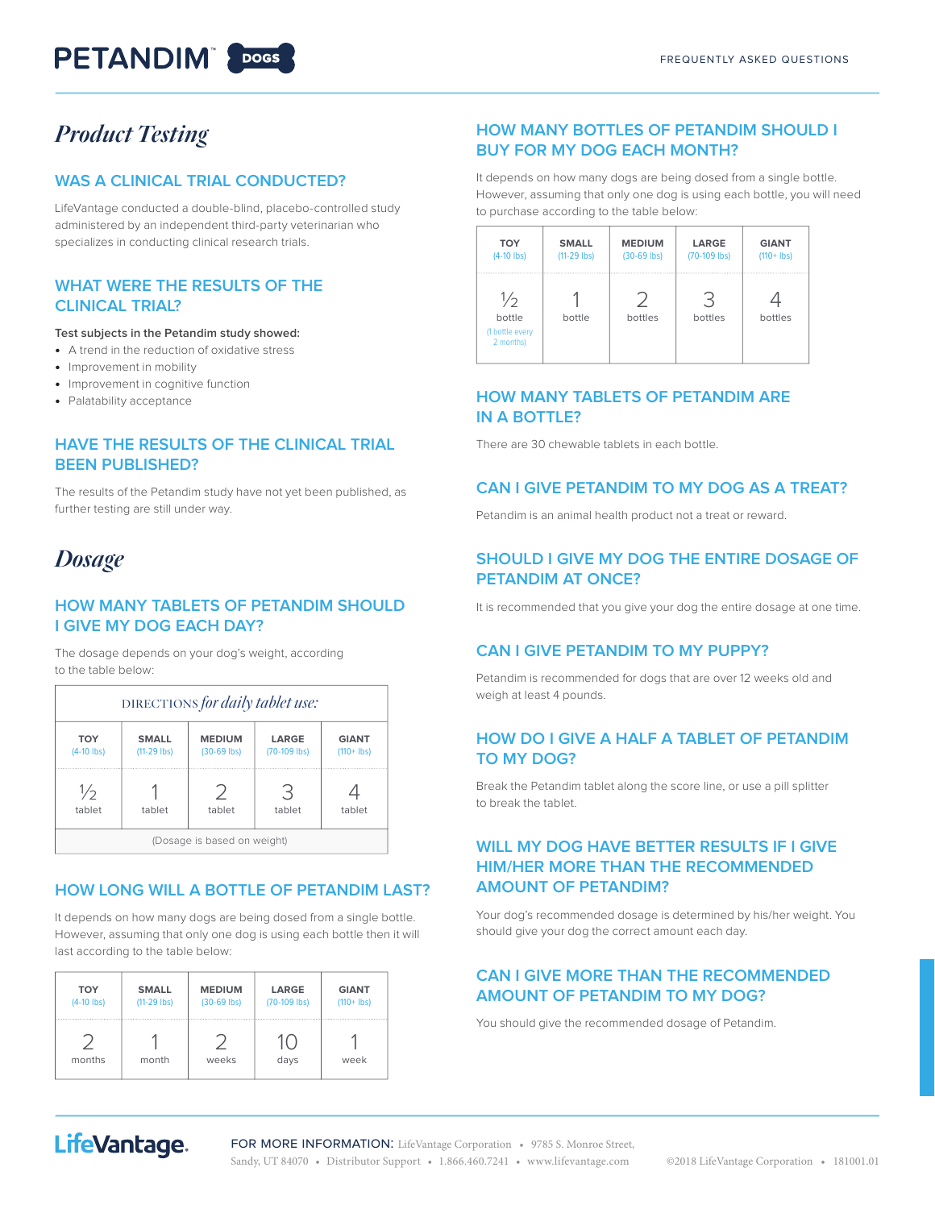# PETANDIM™ DOGS

FREQUENTLY ASKED QUESTIONS

## *Product Testing*

### WAS A CLINICAL TRIAL CONDUCTED?

LifeVantage conducted a double-blind, placebo-controlled study administered by an independent third-party veterinarian who specializes in conducting clinical research trials.

### WHAT WERE THE RESULTS OF THE CLINICAL TRIAL?

**Test subjects in the Petandim study showed:**

- A trend in the reduction of oxidative stress
- Improvement in mobility
- Improvement in cognitive function
- Palatability acceptance

### HAVE THE RESULTS OF THE CLINICAL TRIAL BEEN PUBLISHED?

The results of the Petandim study have not yet been published, as further testing are still under way.

## *Dosage*

### HOW MANY TABLETS OF PETANDIM SHOULD I GIVE MY DOG EACH DAY?

The dosage depends on your dog's weight, according to the table below:

DIRECTIONS *for daily tablet use:*

| TOY (4-10 lbs) | SMALL (11-29 lbs) | MEDIUM (30-69 lbs) | LARGE (70-109 lbs) | GIANT (110+ lbs) |
|---|---|---|---|---|
| ½ tablet | 1 tablet | 2 tablet | 3 tablet | 4 tablet |

(Dosage is based on weight)

### HOW LONG WILL A BOTTLE OF PETANDIM LAST?

It depends on how many dogs are being dosed from a single bottle. However, assuming that only one dog is using each bottle then it will last according to the table below:

| TOY (4-10 lbs) | SMALL (11-29 lbs) | MEDIUM (30-69 lbs) | LARGE (70-109 lbs) | GIANT (110+ lbs) |
|---|---|---|---|---|
| 2 months | 1 month | 2 weeks | 10 days | 1 week |

### HOW MANY BOTTLES OF PETANDIM SHOULD I BUY FOR MY DOG EACH MONTH?

It depends on how many dogs are being dosed from a single bottle. However, assuming that only one dog is using each bottle, you will need to purchase according to the table below:

| TOY (4-10 lbs) | SMALL (11-29 lbs) | MEDIUM (30-69 lbs) | LARGE (70-109 lbs) | GIANT (110+ lbs) |
|---|---|---|---|---|
| ½ bottle (1 bottle every 2 months) | 1 bottle | 2 bottles | 3 bottles | 4 bottles |

### HOW MANY TABLETS OF PETANDIM ARE IN A BOTTLE?

There are 30 chewable tablets in each bottle.

### CAN I GIVE PETANDIM TO MY DOG AS A TREAT?

Petandim is an animal health product not a treat or reward.

### SHOULD I GIVE MY DOG THE ENTIRE DOSAGE OF PETANDIM AT ONCE?

It is recommended that you give your dog the entire dosage at one time.

### CAN I GIVE PETANDIM TO MY PUPPY?

Petandim is recommended for dogs that are over 12 weeks old and weigh at least 4 pounds.

### HOW DO I GIVE A HALF A TABLET OF PETANDIM TO MY DOG?

Break the Petandim tablet along the score line, or use a pill splitter to break the tablet.

### WILL MY DOG HAVE BETTER RESULTS IF I GIVE HIM/HER MORE THAN THE RECOMMENDED AMOUNT OF PETANDIM?

Your dog's recommended dosage is determined by his/her weight. You should give your dog the correct amount each day.

### CAN I GIVE MORE THAN THE RECOMMENDED AMOUNT OF PETANDIM TO MY DOG?

You should give the recommended dosage of Petandim.

LifeVantage.

FOR MORE INFORMATION: LifeVantage Corporation • 9785 S. Monroe Street, Sandy, UT 84070 • Distributor Support • 1.866.460.7241 • www.lifevantage.com ©2018 LifeVantage Corporation • 181001.01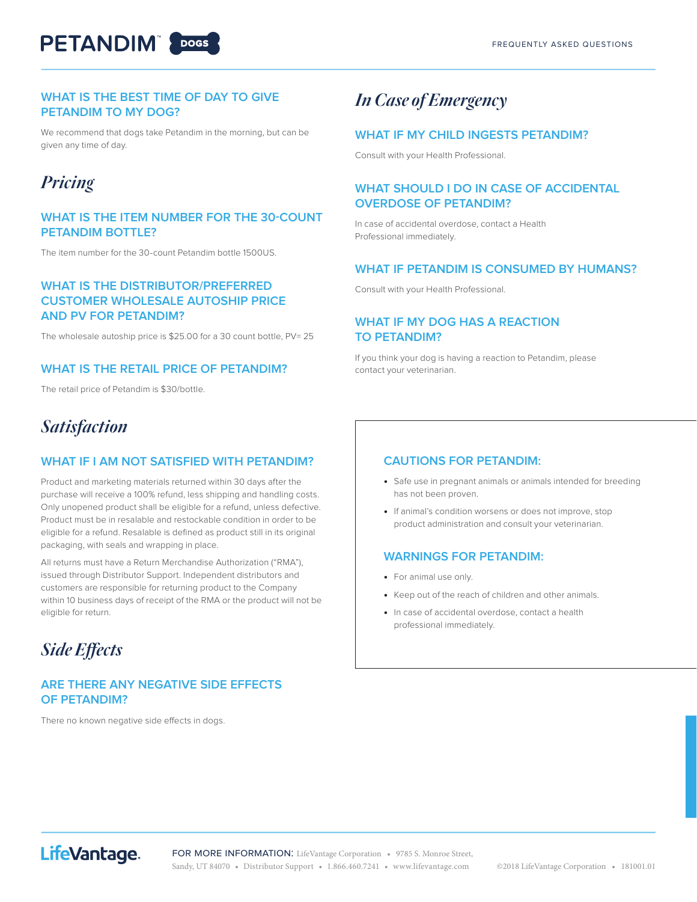### WHAT IS THE BEST TIME OF DAY TO GIVE PETANDIM TO MY DOG?

We recommend that dogs take Petandim in the morning, but can be given any time of day.

## *Pricing*

### WHAT IS THE ITEM NUMBER FOR THE 30-COUNT PETANDIM BOTTLE?

The item number for the 30-count Petandim bottle 1500US.

### WHAT IS THE DISTRIBUTOR/PREFERRED CUSTOMER WHOLESALE AUTOSHIP PRICE AND PV FOR PETANDIM?

The wholesale autoship price is $25.00 for a 30 count bottle, PV= 25

### WHAT IS THE RETAIL PRICE OF PETANDIM?

The retail price of Petandim is $30/bottle.

## *Satisfaction*

### WHAT IF I AM NOT SATISFIED WITH PETANDIM?

Product and marketing materials returned within 30 days after the purchase will receive a 100% refund, less shipping and handling costs. Only unopened product shall be eligible for a refund, unless defective. Product must be in resalable and restockable condition in order to be eligible for a refund. Resalable is defined as product still in its original packaging, with seals and wrapping in place.

All returns must have a Return Merchandise Authorization ("RMA"), issued through Distributor Support. Independent distributors and customers are responsible for returning product to the Company within 10 business days of receipt of the RMA or the product will not be eligible for return.

## *Side Effects*

### ARE THERE ANY NEGATIVE SIDE EFFECTS OF PETANDIM?

There no known negative side effects in dogs.

## *In Case of Emergency*

### WHAT IF MY CHILD INGESTS PETANDIM?

Consult with your Health Professional.

### WHAT SHOULD I DO IN CASE OF ACCIDENTAL OVERDOSE OF PETANDIM?

In case of accidental overdose, contact a Health Professional immediately.

### WHAT IF PETANDIM IS CONSUMED BY HUMANS?

Consult with your Health Professional.

### WHAT IF MY DOG HAS A REACTION TO PETANDIM?

If you think your dog is having a reaction to Petandim, please contact your veterinarian.

### CAUTIONS FOR PETANDIM:

- Safe use in pregnant animals or animals intended for breeding has not been proven.
- If animal's condition worsens or does not improve, stop product administration and consult your veterinarian.

### WARNINGS FOR PETANDIM:

- For animal use only.
- Keep out of the reach of children and other animals.
- In case of accidental overdose, contact a health professional immediately.

LifeVantage.

FOR MORE INFORMATION: LifeVantage Corporation • 9785 S. Monroe Street, Sandy, UT 84070 • Distributor Support • 1.866.460.7241 • www.lifevantage.com

©2018 LifeVantage Corporation • 181001.01